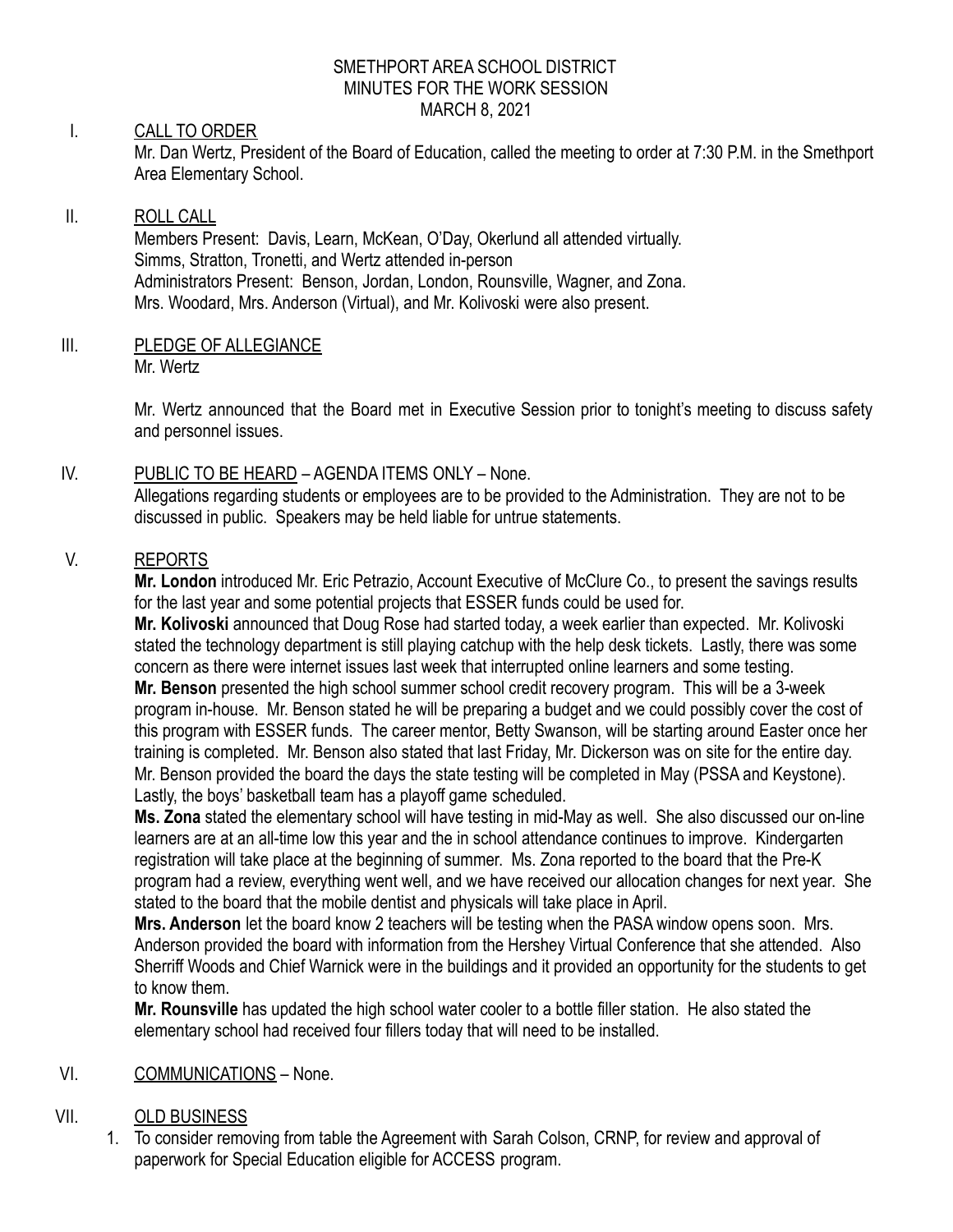SMETHPORT AREA SCHOOL DISTRICT
MINUTES FOR THE WORK SESSION
MARCH 8, 2021

I. CALL TO ORDER

Mr. Dan Wertz, President of the Board of Education, called the meeting to order at 7:30 P.M. in the Smethport Area Elementary School.

II. ROLL CALL

Members Present: Davis, Learn, McKean, O'Day, Okerlund all attended virtually.
Simms, Stratton, Tronetti, and Wertz attended in-person
Administrators Present: Benson, Jordan, London, Rounsville, Wagner, and Zona.
Mrs. Woodard, Mrs. Anderson (Virtual), and Mr. Kolivoski were also present.

III. PLEDGE OF ALLEGIANCE

Mr. Wertz

Mr. Wertz announced that the Board met in Executive Session prior to tonight's meeting to discuss safety and personnel issues.

IV. PUBLIC TO BE HEARD – AGENDA ITEMS ONLY – None.

Allegations regarding students or employees are to be provided to the Administration. They are not to be discussed in public. Speakers may be held liable for untrue statements.

V. REPORTS

**Mr. London** introduced Mr. Eric Petrazio, Account Executive of McClure Co., to present the savings results for the last year and some potential projects that ESSER funds could be used for.

**Mr. Kolivoski** announced that Doug Rose had started today, a week earlier than expected. Mr. Kolivoski stated the technology department is still playing catchup with the help desk tickets. Lastly, there was some concern as there were internet issues last week that interrupted online learners and some testing.

**Mr. Benson** presented the high school summer school credit recovery program. This will be a 3-week program in-house. Mr. Benson stated he will be preparing a budget and we could possibly cover the cost of this program with ESSER funds. The career mentor, Betty Swanson, will be starting around Easter once her training is completed. Mr. Benson also stated that last Friday, Mr. Dickerson was on site for the entire day. Mr. Benson provided the board the days the state testing will be completed in May (PSSA and Keystone). Lastly, the boys' basketball team has a playoff game scheduled.

**Ms. Zona** stated the elementary school will have testing in mid-May as well. She also discussed our on-line learners are at an all-time low this year and the in school attendance continues to improve. Kindergarten registration will take place at the beginning of summer. Ms. Zona reported to the board that the Pre-K program had a review, everything went well, and we have received our allocation changes for next year. She stated to the board that the mobile dentist and physicals will take place in April.

**Mrs. Anderson** let the board know 2 teachers will be testing when the PASA window opens soon. Mrs. Anderson provided the board with information from the Hershey Virtual Conference that she attended. Also Sherriff Woods and Chief Warnick were in the buildings and it provided an opportunity for the students to get to know them.

**Mr. Rounsville** has updated the high school water cooler to a bottle filler station. He also stated the elementary school had received four fillers today that will need to be installed.

VI. COMMUNICATIONS – None.

VII. OLD BUSINESS

1. To consider removing from table the Agreement with Sarah Colson, CRNP, for review and approval of paperwork for Special Education eligible for ACCESS program.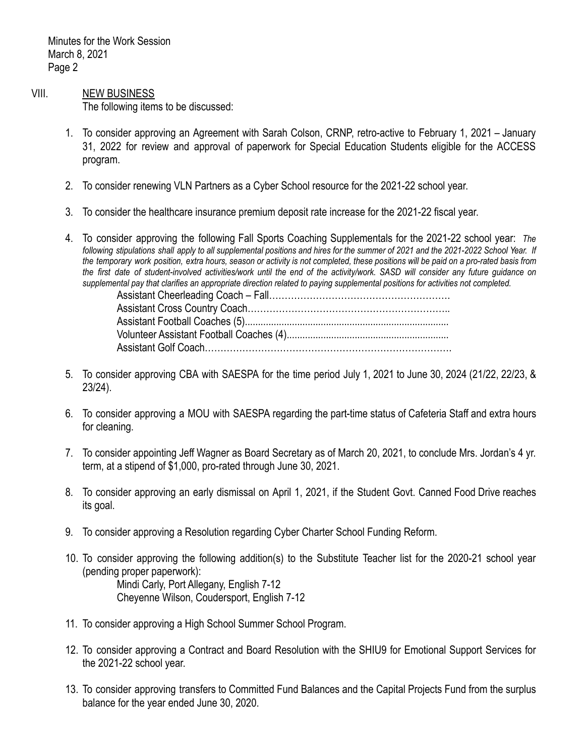Minutes for the Work Session
March 8, 2021

## VIII. NEW BUSINESS

The following items to be discussed:

1. To consider approving an Agreement with Sarah Colson, CRNP, retro-active to February 1, 2021 – January 31, 2022 for review and approval of paperwork for Special Education Students eligible for the ACCESS program.

2. To consider renewing VLN Partners as a Cyber School resource for the 2021-22 school year.

3. To consider the healthcare insurance premium deposit rate increase for the 2021-22 fiscal year.

4. To consider approving the following Fall Sports Coaching Supplementals for the 2021-22 school year: *The following stipulations shall apply to all supplemental positions and hires for the summer of 2021 and the 2021-2022 School Year. If the temporary work position, extra hours, season or activity is not completed, these positions will be paid on a pro-rated basis from the first date of student-involved activities/work until the end of the activity/work. SASD will consider any future guidance on supplemental pay that clarifies an appropriate direction related to paying supplemental positions for activities not completed.*

   Assistant Cheerleading Coach – Fall……………………………………………………
   Assistant Cross Country Coach…………………………………………………………..
   Assistant Football Coaches (5)..............................................................................
   Volunteer Assistant Football Coaches (4).............................................................
   Assistant Golf Coach……………………………………………………………………….

5. To consider approving CBA with SAESPA for the time period July 1, 2021 to June 30, 2024 (21/22, 22/23, & 23/24).

6. To consider approving a MOU with SAESPA regarding the part-time status of Cafeteria Staff and extra hours for cleaning.

7. To consider appointing Jeff Wagner as Board Secretary as of March 20, 2021, to conclude Mrs. Jordan's 4 yr. term, at a stipend of $1,000, pro-rated through June 30, 2021.

8. To consider approving an early dismissal on April 1, 2021, if the Student Govt. Canned Food Drive reaches its goal.

9. To consider approving a Resolution regarding Cyber Charter School Funding Reform.

10. To consider approving the following addition(s) to the Substitute Teacher list for the 2020-21 school year (pending proper paperwork):

    Mindi Carly, Port Allegany, English 7-12
    Cheyenne Wilson, Coudersport, English 7-12

11. To consider approving a High School Summer School Program.

12. To consider approving a Contract and Board Resolution with the SHIU9 for Emotional Support Services for the 2021-22 school year.

13. To consider approving transfers to Committed Fund Balances and the Capital Projects Fund from the surplus balance for the year ended June 30, 2020.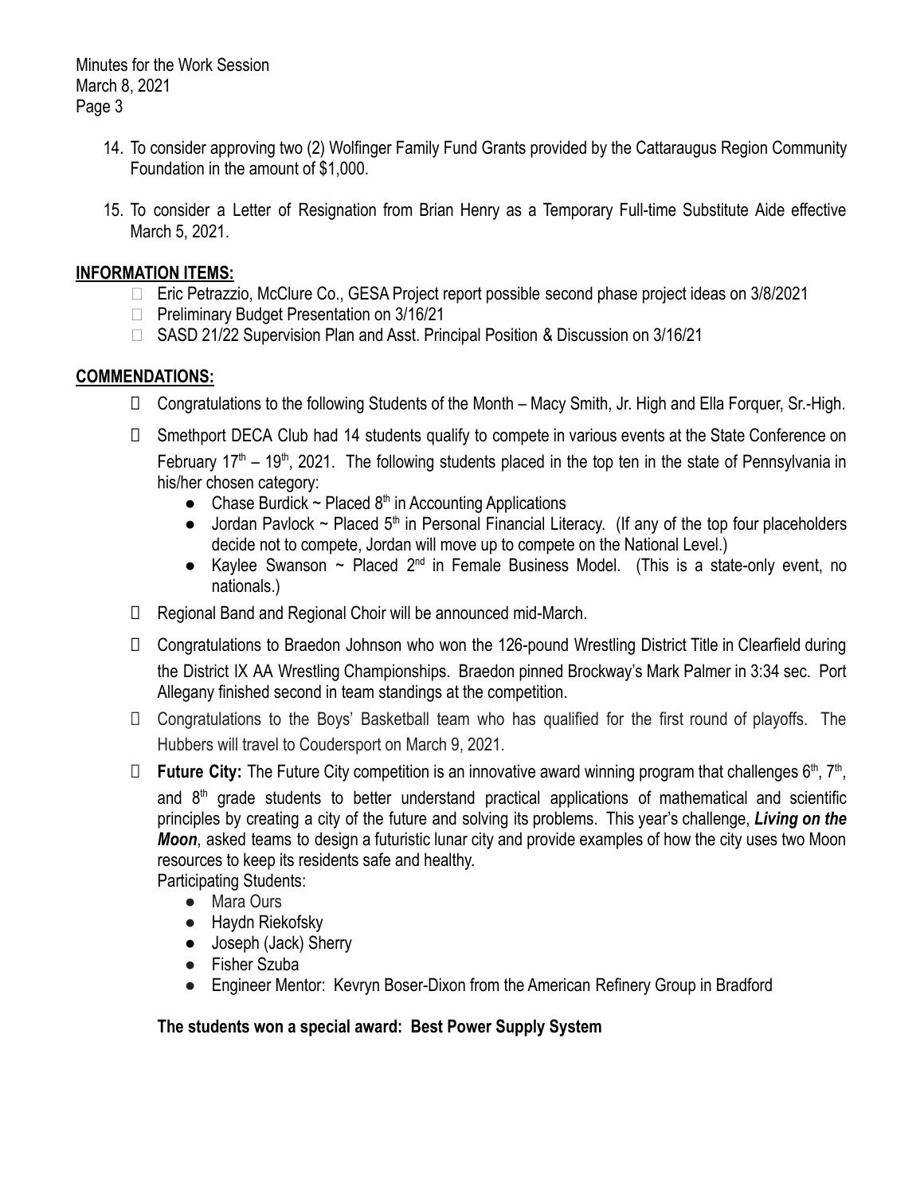14. To consider approving two (2) Wolfinger Family Fund Grants provided by the Cattaraugus Region Community Foundation in the amount of $1,000.

15. To consider a Letter of Resignation from Brian Henry as a Temporary Full-time Substitute Aide effective March 5, 2021.

## INFORMATION ITEMS:

- Eric Petrazzio, McClure Co., GESA Project report possible second phase project ideas on 3/8/2021
- Preliminary Budget Presentation on 3/16/21
- SASD 21/22 Supervision Plan and Asst. Principal Position & Discussion on 3/16/21

## COMMENDATIONS:

- Congratulations to the following Students of the Month – Macy Smith, Jr. High and Ella Forquer, Sr.-High.
- Smethport DECA Club had 14 students qualify to compete in various events at the State Conference on February 17th – 19th, 2021. The following students placed in the top ten in the state of Pennsylvania in his/her chosen category:
  - Chase Burdick ~ Placed 8th in Accounting Applications
  - Jordan Pavlock ~ Placed 5th in Personal Financial Literacy. (If any of the top four placeholders decide not to compete, Jordan will move up to compete on the National Level.)
  - Kaylee Swanson ~ Placed 2nd in Female Business Model. (This is a state-only event, no nationals.)
- Regional Band and Regional Choir will be announced mid-March.
- Congratulations to Braedon Johnson who won the 126-pound Wrestling District Title in Clearfield during the District IX AA Wrestling Championships. Braedon pinned Brockway's Mark Palmer in 3:34 sec. Port Allegany finished second in team standings at the competition.
- Congratulations to the Boys' Basketball team who has qualified for the first round of playoffs. The Hubbers will travel to Coudersport on March 9, 2021.
- **Future City:** The Future City competition is an innovative award winning program that challenges 6th, 7th, and 8th grade students to better understand practical applications of mathematical and scientific principles by creating a city of the future and solving its problems. This year's challenge, ***Living on the Moon***, asked teams to design a futuristic lunar city and provide examples of how the city uses two Moon resources to keep its residents safe and healthy.

  Participating Students:
  - Mara Ours
  - Haydn Riekofsky
  - Joseph (Jack) Sherry
  - Fisher Szuba
  - Engineer Mentor: Kevryn Boser-Dixon from the American Refinery Group in Bradford

  **The students won a special award: Best Power Supply System**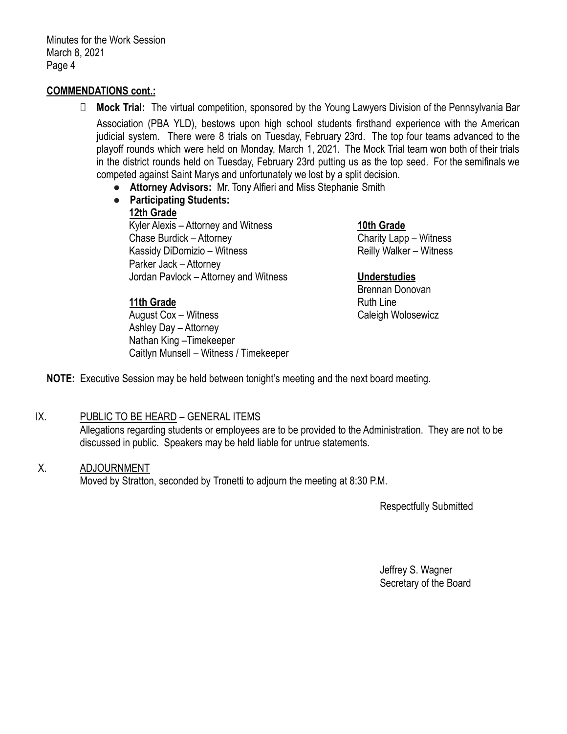## COMMENDATIONS cont.:

- **Mock Trial:** The virtual competition, sponsored by the Young Lawyers Division of the Pennsylvania Bar Association (PBA YLD), bestows upon high school students firsthand experience with the American judicial system. There were 8 trials on Tuesday, February 23rd. The top four teams advanced to the playoff rounds which were held on Monday, March 1, 2021. The Mock Trial team won both of their trials in the district rounds held on Tuesday, February 23rd putting us as the top seed. For the semifinals we competed against Saint Marys and unfortunately we lost by a split decision.
  - **Attorney Advisors:** Mr. Tony Alfieri and Miss Stephanie Smith
  - **Participating Students:**

    **12th Grade**
    Kyler Alexis – Attorney and Witness
    Chase Burdick – Attorney
    Kassidy DiDomizio – Witness
    Parker Jack – Attorney
    Jordan Pavlock – Attorney and Witness

    **11th Grade**
    August Cox – Witness
    Ashley Day – Attorney
    Nathan King –Timekeeper
    Caitlyn Munsell – Witness / Timekeeper

    **10th Grade**
    Charity Lapp – Witness
    Reilly Walker – Witness

    **Understudies**
    Brennan Donovan
    Ruth Line
    Caleigh Wolosewicz

**NOTE:** Executive Session may be held between tonight's meeting and the next board meeting.

IX. PUBLIC TO BE HEARD – GENERAL ITEMS

Allegations regarding students or employees are to be provided to the Administration. They are not to be discussed in public. Speakers may be held liable for untrue statements.

X. ADJOURNMENT

Moved by Stratton, seconded by Tronetti to adjourn the meeting at 8:30 P.M.

Respectfully Submitted

Jeffrey S. Wagner
Secretary of the Board